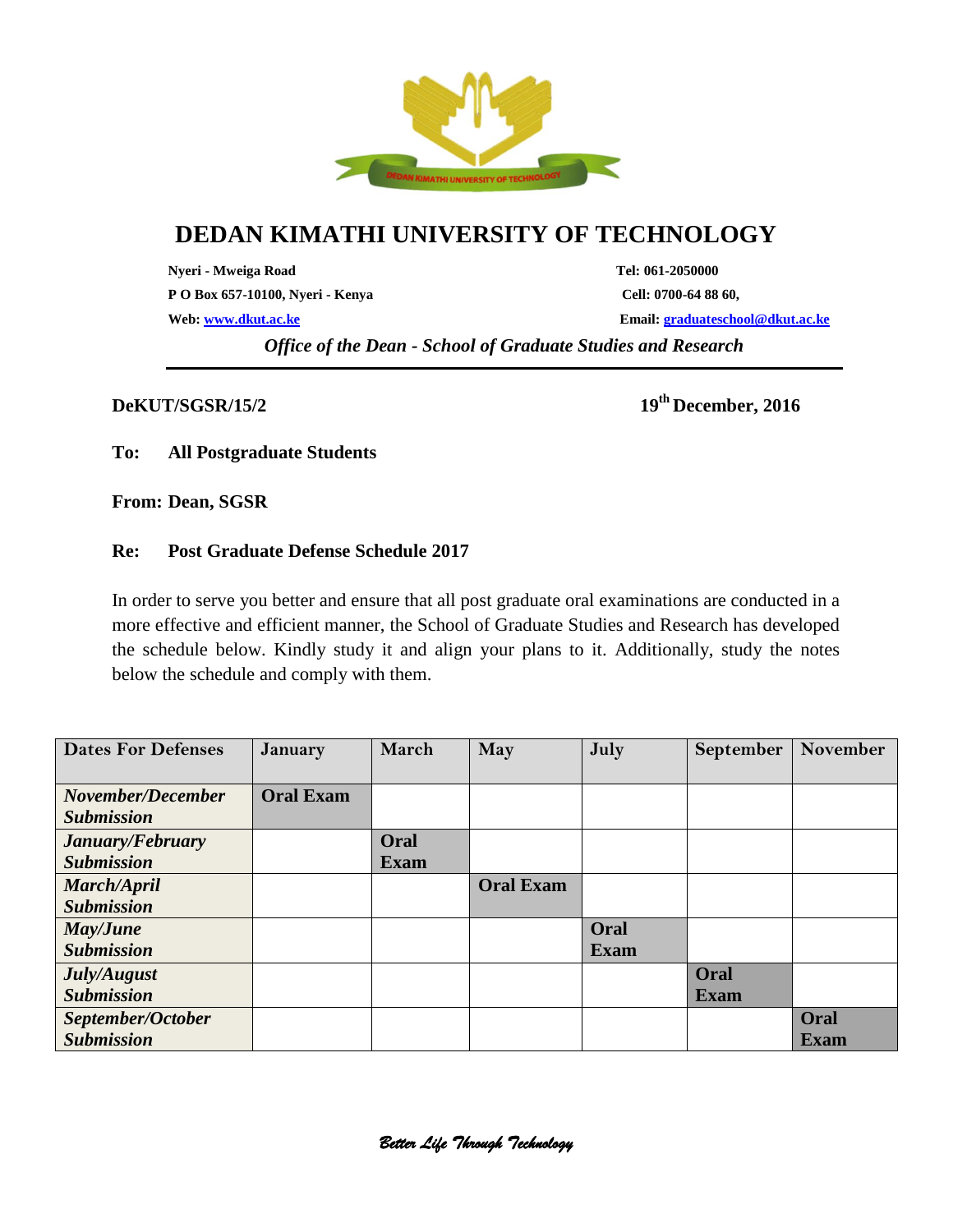# DEDAN KIMATHI UNIVERSITY OF TECHNOLOGY

**Nyeri - Mweiga Road**
**P O Box 657-10100, Nyeri - Kenya**
**Web: www.dkut.ac.ke**

**Tel: 061-2050000**
**Cell: 0700-64 88 60,**
**Email: graduateschool@dkut.ac.ke**

*Office of the Dean - School of Graduate Studies and Research*

---

**DeKUT/SGSR/15/2**

**19th December, 2016**

**To: All Postgraduate Students**

**From: Dean, SGSR**

**Re: Post Graduate Defense Schedule 2017**

In order to serve you better and ensure that all post graduate oral examinations are conducted in a more effective and efficient manner, the School of Graduate Studies and Research has developed the schedule below. Kindly study it and align your plans to it. Additionally, study the notes below the schedule and comply with them.

| Dates For Defenses | January | March | May | July | September | November |
|---|---|---|---|---|---|---|
| ***November/December Submission*** | **Oral Exam** | | | | | |
| ***January/February Submission*** | | **Oral Exam** | | | | |
| ***March/April Submission*** | | | **Oral Exam** | | | |
| ***May/June Submission*** | | | | **Oral Exam** | | |
| ***July/August Submission*** | | | | | **Oral Exam** | |
| ***September/October Submission*** | | | | | | **Oral Exam** |

*Better Life Through Technology*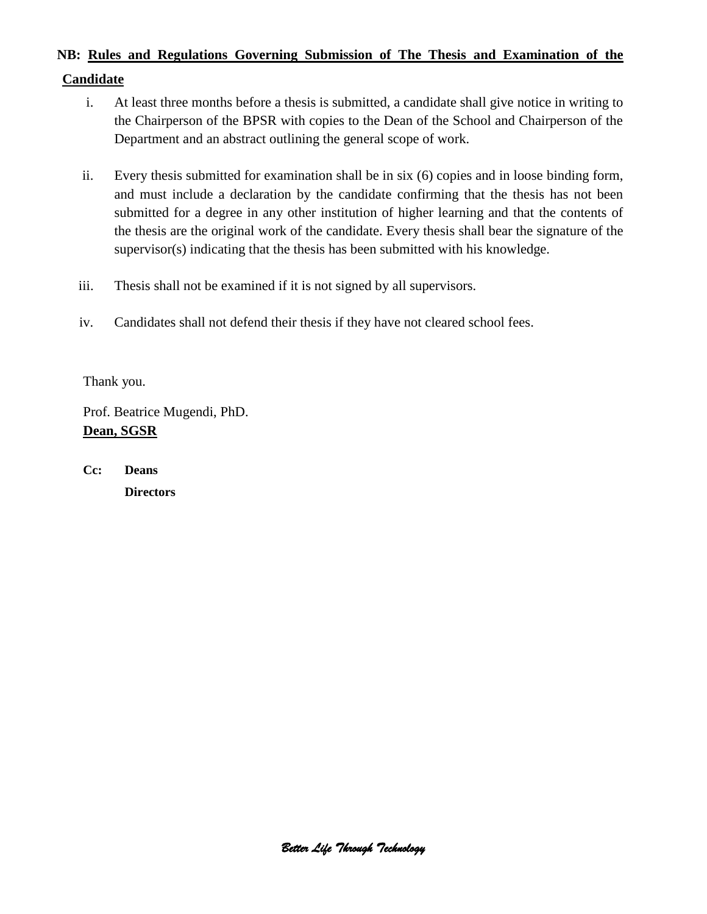**NB: Rules and Regulations Governing Submission of The Thesis and Examination of the Candidate**

i. At least three months before a thesis is submitted, a candidate shall give notice in writing to the Chairperson of the BPSR with copies to the Dean of the School and Chairperson of the Department and an abstract outlining the general scope of work.

ii. Every thesis submitted for examination shall be in six (6) copies and in loose binding form, and must include a declaration by the candidate confirming that the thesis has not been submitted for a degree in any other institution of higher learning and that the contents of the thesis are the original work of the candidate. Every thesis shall bear the signature of the supervisor(s) indicating that the thesis has been submitted with his knowledge.

iii. Thesis shall not be examined if it is not signed by all supervisors.

iv. Candidates shall not defend their thesis if they have not cleared school fees.

Thank you.

Prof. Beatrice Mugendi, PhD.
**Dean, SGSR**

**Cc: Deans**
**Directors**

*Better Life Through Technology*